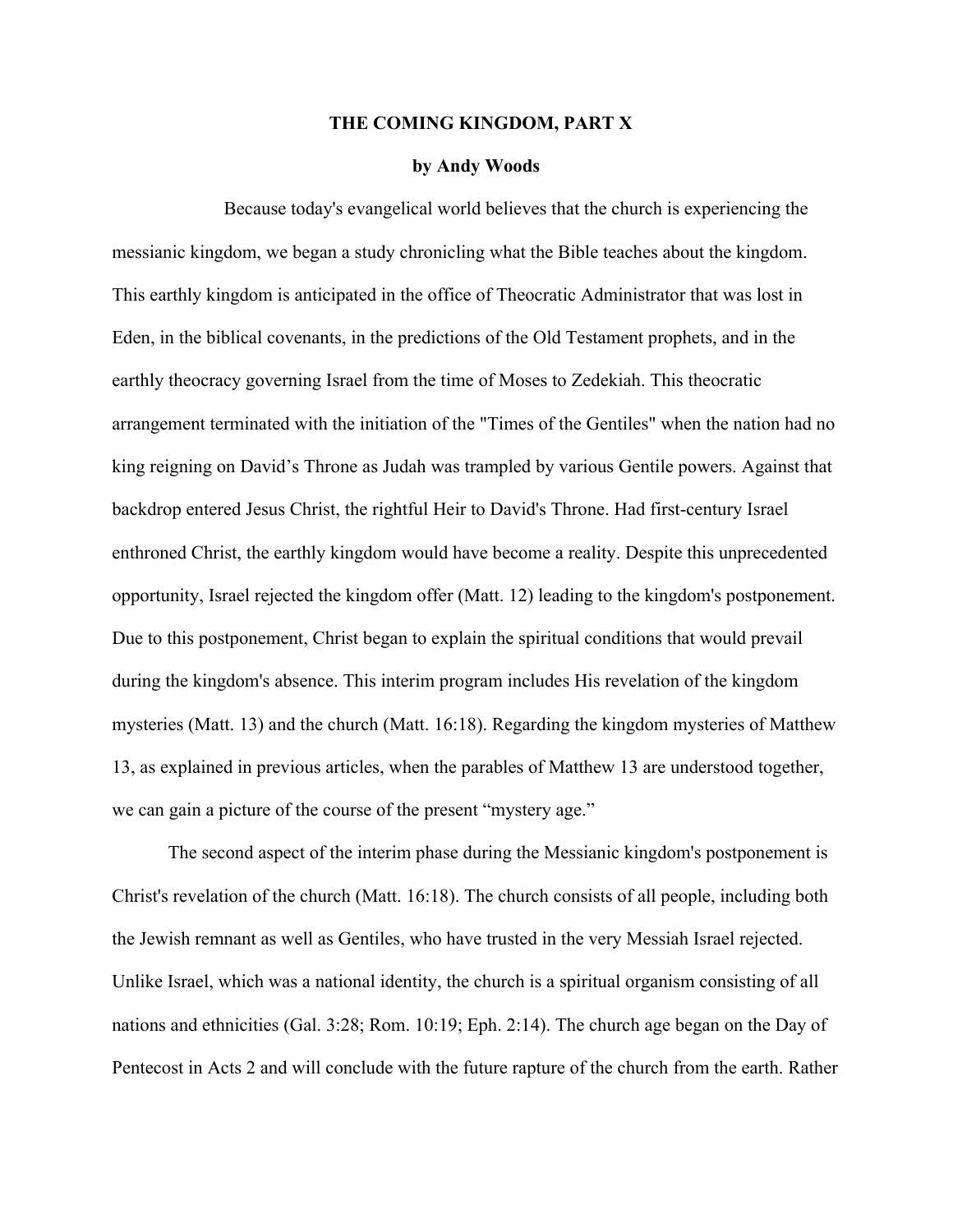# THE COMING KINGDOM, PART X

**by Andy Woods**

Because today's evangelical world believes that the church is experiencing the messianic kingdom, we began a study chronicling what the Bible teaches about the kingdom. This earthly kingdom is anticipated in the office of Theocratic Administrator that was lost in Eden, in the biblical covenants, in the predictions of the Old Testament prophets, and in the earthly theocracy governing Israel from the time of Moses to Zedekiah. This theocratic arrangement terminated with the initiation of the "Times of the Gentiles" when the nation had no king reigning on David's Throne as Judah was trampled by various Gentile powers. Against that backdrop entered Jesus Christ, the rightful Heir to David's Throne. Had first-century Israel enthroned Christ, the earthly kingdom would have become a reality. Despite this unprecedented opportunity, Israel rejected the kingdom offer (Matt. 12) leading to the kingdom's postponement. Due to this postponement, Christ began to explain the spiritual conditions that would prevail during the kingdom's absence. This interim program includes His revelation of the kingdom mysteries (Matt. 13) and the church (Matt. 16:18). Regarding the kingdom mysteries of Matthew 13, as explained in previous articles, when the parables of Matthew 13 are understood together, we can gain a picture of the course of the present "mystery age."

The second aspect of the interim phase during the Messianic kingdom's postponement is Christ's revelation of the church (Matt. 16:18). The church consists of all people, including both the Jewish remnant as well as Gentiles, who have trusted in the very Messiah Israel rejected. Unlike Israel, which was a national identity, the church is a spiritual organism consisting of all nations and ethnicities (Gal. 3:28; Rom. 10:19; Eph. 2:14). The church age began on the Day of Pentecost in Acts 2 and will conclude with the future rapture of the church from the earth. Rather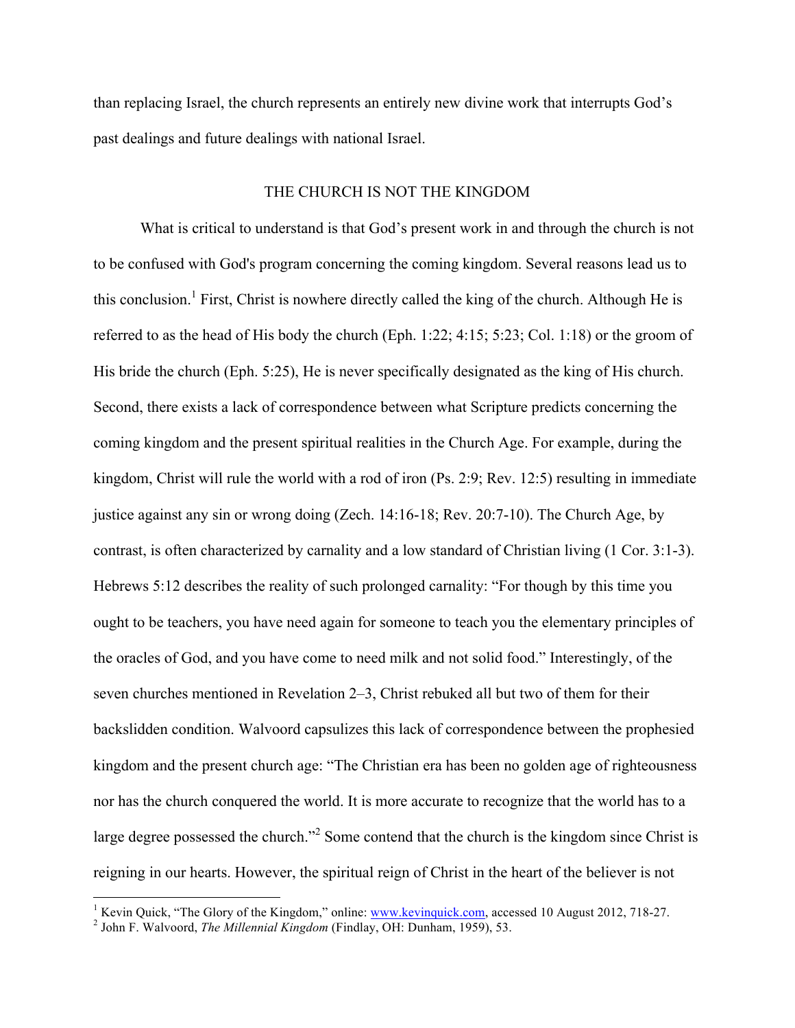than replacing Israel, the church represents an entirely new divine work that interrupts God's past dealings and future dealings with national Israel.

## THE CHURCH IS NOT THE KINGDOM

What is critical to understand is that God's present work in and through the church is not to be confused with God's program concerning the coming kingdom. Several reasons lead us to this conclusion.[1] First, Christ is nowhere directly called the king of the church. Although He is referred to as the head of His body the church (Eph. 1:22; 4:15; 5:23; Col. 1:18) or the groom of His bride the church (Eph. 5:25), He is never specifically designated as the king of His church. Second, there exists a lack of correspondence between what Scripture predicts concerning the coming kingdom and the present spiritual realities in the Church Age. For example, during the kingdom, Christ will rule the world with a rod of iron (Ps. 2:9; Rev. 12:5) resulting in immediate justice against any sin or wrong doing (Zech. 14:16-18; Rev. 20:7-10). The Church Age, by contrast, is often characterized by carnality and a low standard of Christian living (1 Cor. 3:1-3). Hebrews 5:12 describes the reality of such prolonged carnality: "For though by this time you ought to be teachers, you have need again for someone to teach you the elementary principles of the oracles of God, and you have come to need milk and not solid food." Interestingly, of the seven churches mentioned in Revelation 2–3, Christ rebuked all but two of them for their backslidden condition. Walvoord capsulizes this lack of correspondence between the prophesied kingdom and the present church age: "The Christian era has been no golden age of righteousness nor has the church conquered the world. It is more accurate to recognize that the world has to a large degree possessed the church."[2] Some contend that the church is the kingdom since Christ is reigning in our hearts. However, the spiritual reign of Christ in the heart of the believer is not

---

[1] Kevin Quick, "The Glory of the Kingdom," online: www.kevinquick.com, accessed 10 August 2012, 718-27.

[2] John F. Walvoord, *The Millennial Kingdom* (Findlay, OH: Dunham, 1959), 53.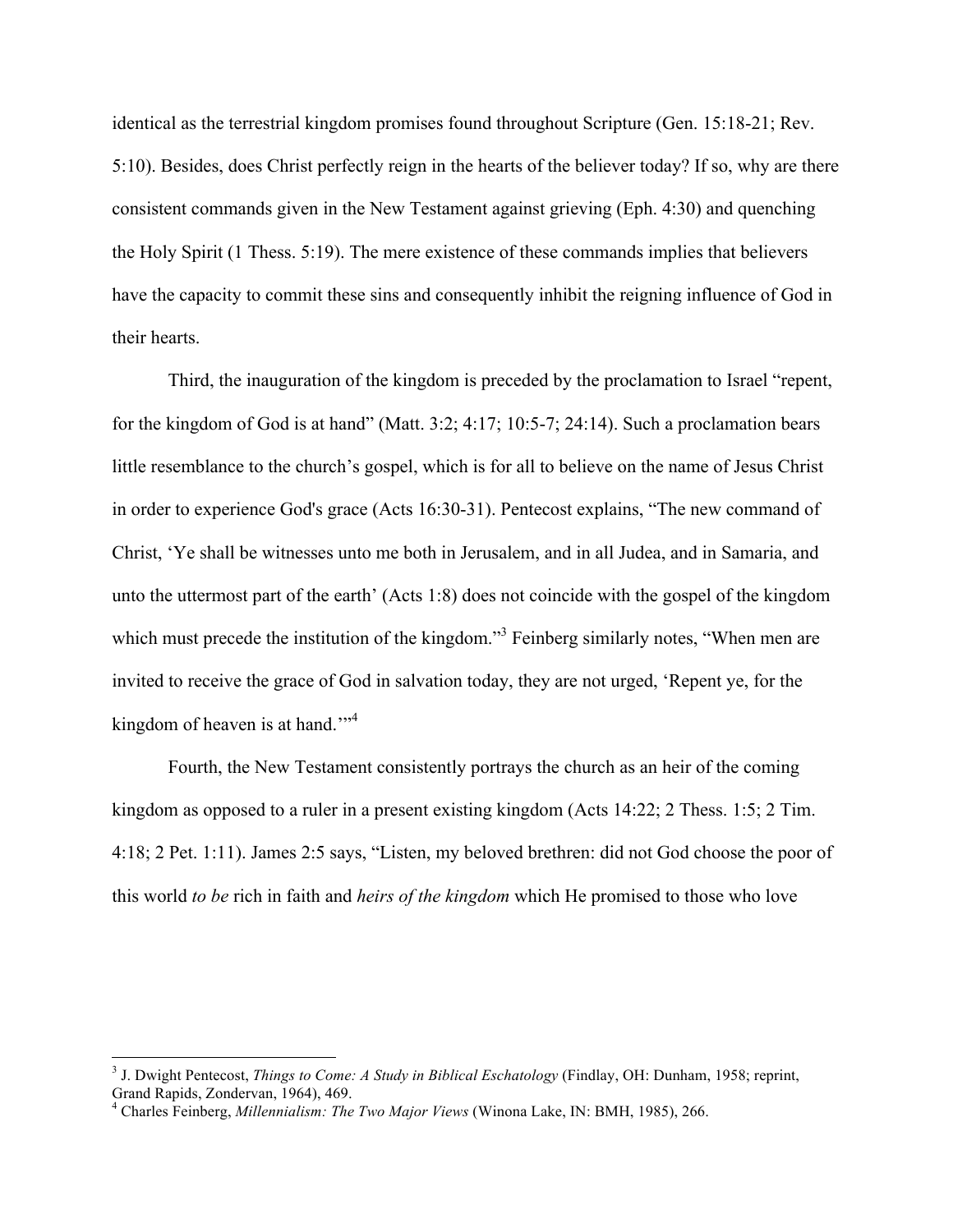identical as the terrestrial kingdom promises found throughout Scripture (Gen. 15:18-21; Rev. 5:10). Besides, does Christ perfectly reign in the hearts of the believer today? If so, why are there consistent commands given in the New Testament against grieving (Eph. 4:30) and quenching the Holy Spirit (1 Thess. 5:19). The mere existence of these commands implies that believers have the capacity to commit these sins and consequently inhibit the reigning influence of God in their hearts.

Third, the inauguration of the kingdom is preceded by the proclamation to Israel "repent, for the kingdom of God is at hand" (Matt. 3:2; 4:17; 10:5-7; 24:14). Such a proclamation bears little resemblance to the church's gospel, which is for all to believe on the name of Jesus Christ in order to experience God's grace (Acts 16:30-31). Pentecost explains, "The new command of Christ, 'Ye shall be witnesses unto me both in Jerusalem, and in all Judea, and in Samaria, and unto the uttermost part of the earth' (Acts 1:8) does not coincide with the gospel of the kingdom which must precede the institution of the kingdom."[3] Feinberg similarly notes, "When men are invited to receive the grace of God in salvation today, they are not urged, 'Repent ye, for the kingdom of heaven is at hand.'"[4]

Fourth, the New Testament consistently portrays the church as an heir of the coming kingdom as opposed to a ruler in a present existing kingdom (Acts 14:22; 2 Thess. 1:5; 2 Tim. 4:18; 2 Pet. 1:11). James 2:5 says, "Listen, my beloved brethren: did not God choose the poor of this world *to be* rich in faith and *heirs of the kingdom* which He promised to those who love

---

[3] J. Dwight Pentecost, *Things to Come: A Study in Biblical Eschatology* (Findlay, OH: Dunham, 1958; reprint, Grand Rapids, Zondervan, 1964), 469.

[4] Charles Feinberg, *Millennialism: The Two Major Views* (Winona Lake, IN: BMH, 1985), 266.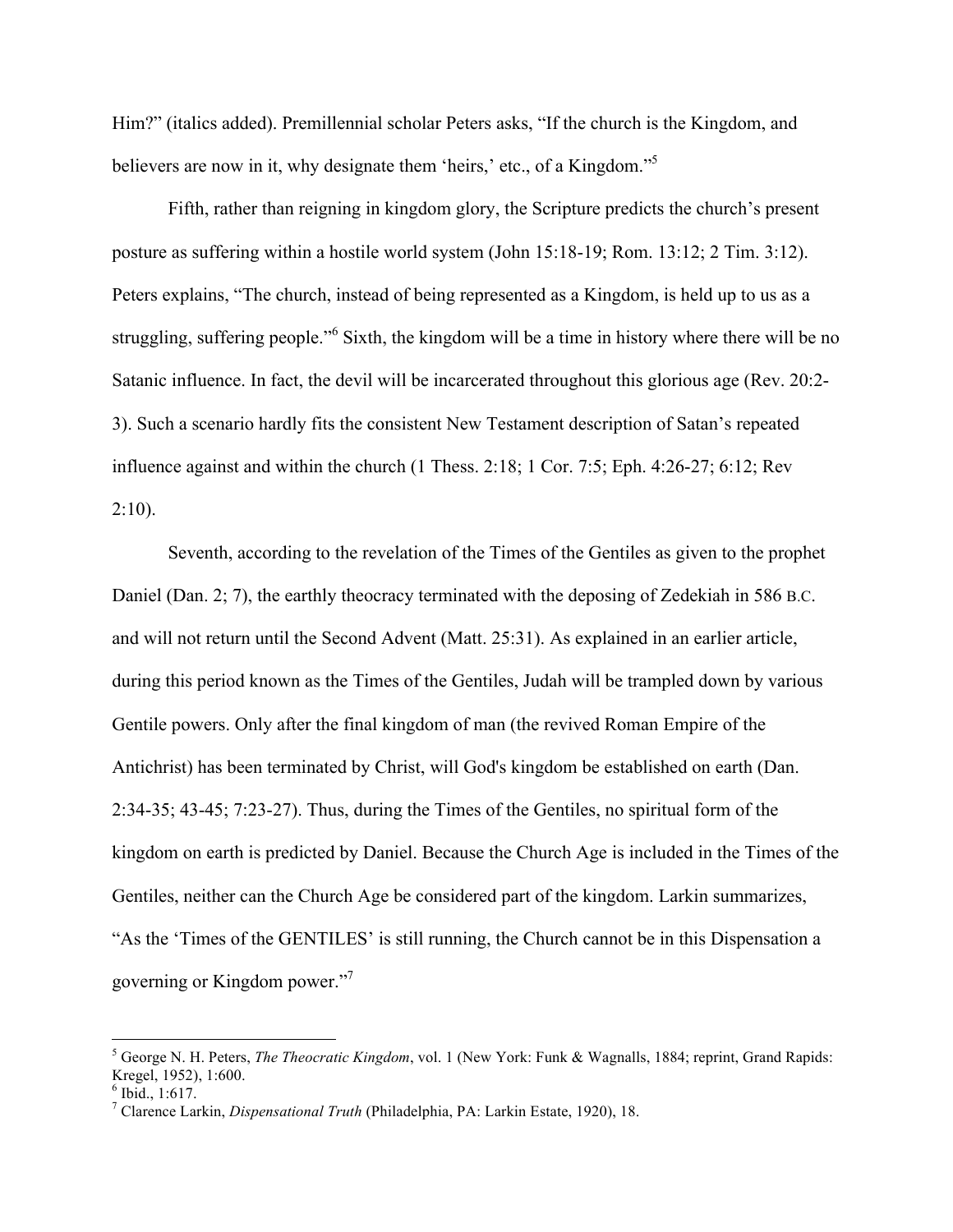Him?" (italics added). Premillennial scholar Peters asks, "If the church is the Kingdom, and believers are now in it, why designate them 'heirs,' etc., of a Kingdom."[5]

Fifth, rather than reigning in kingdom glory, the Scripture predicts the church's present posture as suffering within a hostile world system (John 15:18-19; Rom. 13:12; 2 Tim. 3:12). Peters explains, "The church, instead of being represented as a Kingdom, is held up to us as a struggling, suffering people."[6] Sixth, the kingdom will be a time in history where there will be no Satanic influence. In fact, the devil will be incarcerated throughout this glorious age (Rev. 20:2-3). Such a scenario hardly fits the consistent New Testament description of Satan's repeated influence against and within the church (1 Thess. 2:18; 1 Cor. 7:5; Eph. 4:26-27; 6:12; Rev 2:10).

Seventh, according to the revelation of the Times of the Gentiles as given to the prophet Daniel (Dan. 2; 7), the earthly theocracy terminated with the deposing of Zedekiah in 586 B.C. and will not return until the Second Advent (Matt. 25:31). As explained in an earlier article, during this period known as the Times of the Gentiles, Judah will be trampled down by various Gentile powers. Only after the final kingdom of man (the revived Roman Empire of the Antichrist) has been terminated by Christ, will God's kingdom be established on earth (Dan. 2:34-35; 43-45; 7:23-27). Thus, during the Times of the Gentiles, no spiritual form of the kingdom on earth is predicted by Daniel. Because the Church Age is included in the Times of the Gentiles, neither can the Church Age be considered part of the kingdom. Larkin summarizes, "As the 'Times of the GENTILES' is still running, the Church cannot be in this Dispensation a governing or Kingdom power."[7]

---

[5] George N. H. Peters, *The Theocratic Kingdom*, vol. 1 (New York: Funk & Wagnalls, 1884; reprint, Grand Rapids: Kregel, 1952), 1:600.

[6] Ibid., 1:617.

[7] Clarence Larkin, *Dispensational Truth* (Philadelphia, PA: Larkin Estate, 1920), 18.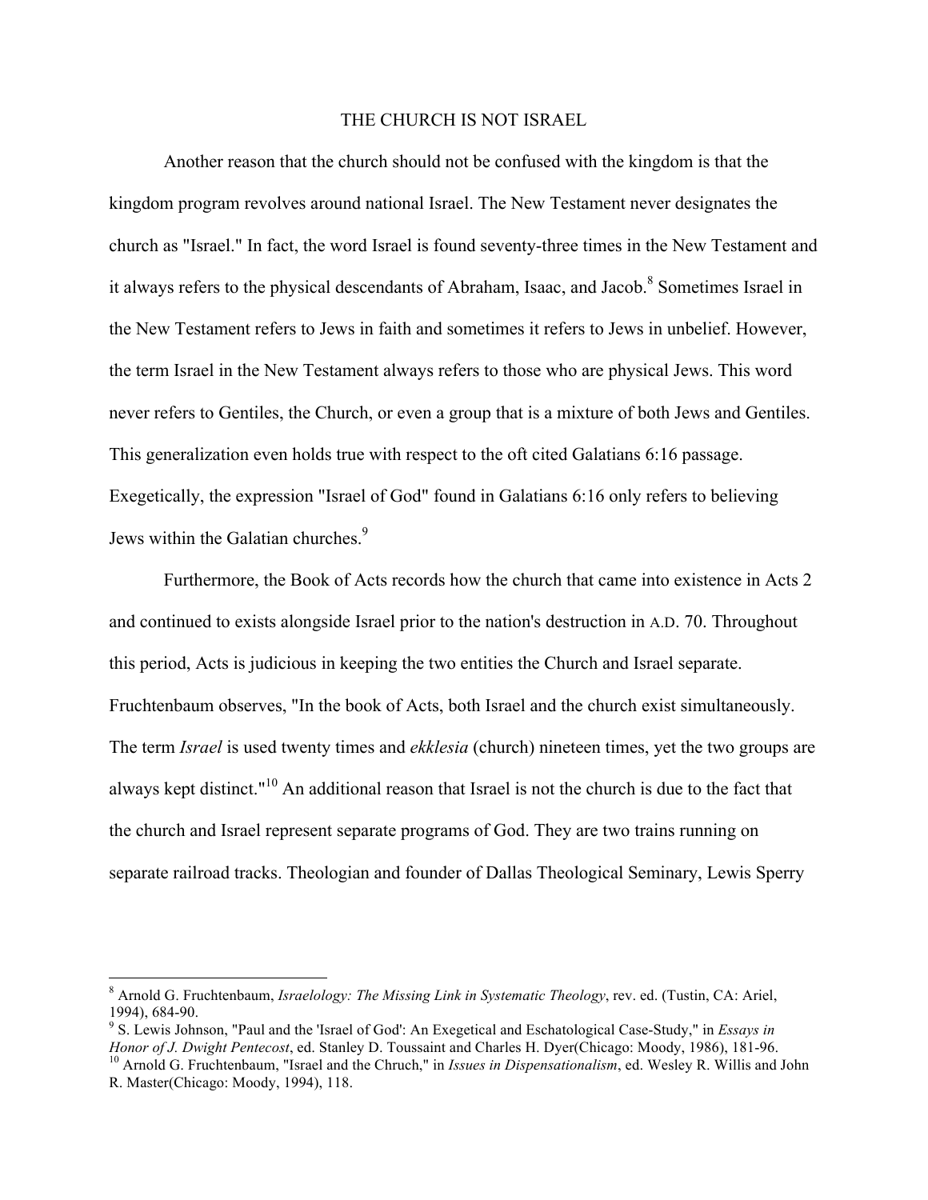## THE CHURCH IS NOT ISRAEL

Another reason that the church should not be confused with the kingdom is that the kingdom program revolves around national Israel. The New Testament never designates the church as "Israel." In fact, the word Israel is found seventy-three times in the New Testament and it always refers to the physical descendants of Abraham, Isaac, and Jacob.[8] Sometimes Israel in the New Testament refers to Jews in faith and sometimes it refers to Jews in unbelief. However, the term Israel in the New Testament always refers to those who are physical Jews. This word never refers to Gentiles, the Church, or even a group that is a mixture of both Jews and Gentiles. This generalization even holds true with respect to the oft cited Galatians 6:16 passage. Exegetically, the expression "Israel of God" found in Galatians 6:16 only refers to believing Jews within the Galatian churches.[9]

Furthermore, the Book of Acts records how the church that came into existence in Acts 2 and continued to exists alongside Israel prior to the nation's destruction in A.D. 70. Throughout this period, Acts is judicious in keeping the two entities the Church and Israel separate. Fruchtenbaum observes, "In the book of Acts, both Israel and the church exist simultaneously. The term *Israel* is used twenty times and *ekklesia* (church) nineteen times, yet the two groups are always kept distinct."[10] An additional reason that Israel is not the church is due to the fact that the church and Israel represent separate programs of God. They are two trains running on separate railroad tracks. Theologian and founder of Dallas Theological Seminary, Lewis Sperry

---

[8] Arnold G. Fruchtenbaum, *Israelology: The Missing Link in Systematic Theology*, rev. ed. (Tustin, CA: Ariel, 1994), 684-90.

[9] S. Lewis Johnson, "Paul and the 'Israel of God': An Exegetical and Eschatological Case-Study," in *Essays in Honor of J. Dwight Pentecost*, ed. Stanley D. Toussaint and Charles H. Dyer(Chicago: Moody, 1986), 181-96.

[10] Arnold G. Fruchtenbaum, "Israel and the Chruch," in *Issues in Dispensationalism*, ed. Wesley R. Willis and John R. Master(Chicago: Moody, 1994), 118.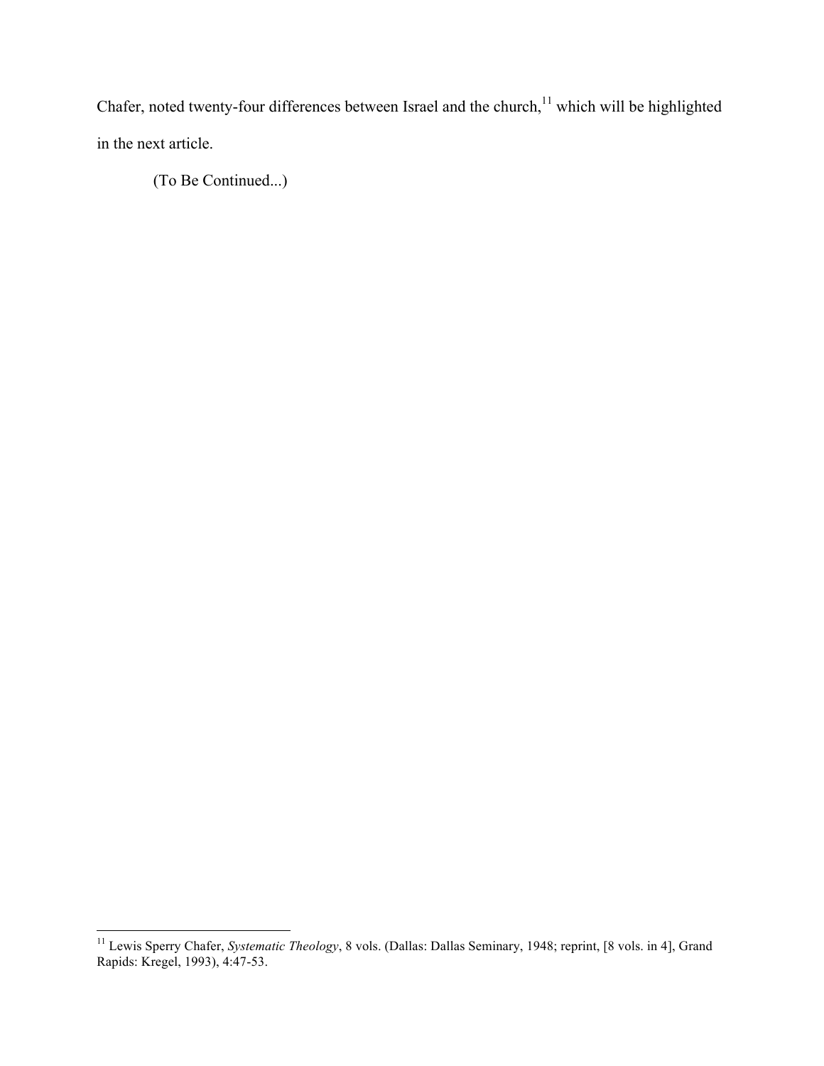Chafer, noted twenty-four differences between Israel and the church,[11] which will be highlighted in the next article.

(To Be Continued...)

---

[11] Lewis Sperry Chafer, *Systematic Theology*, 8 vols. (Dallas: Dallas Seminary, 1948; reprint, [8 vols. in 4], Grand Rapids: Kregel, 1993), 4:47-53.